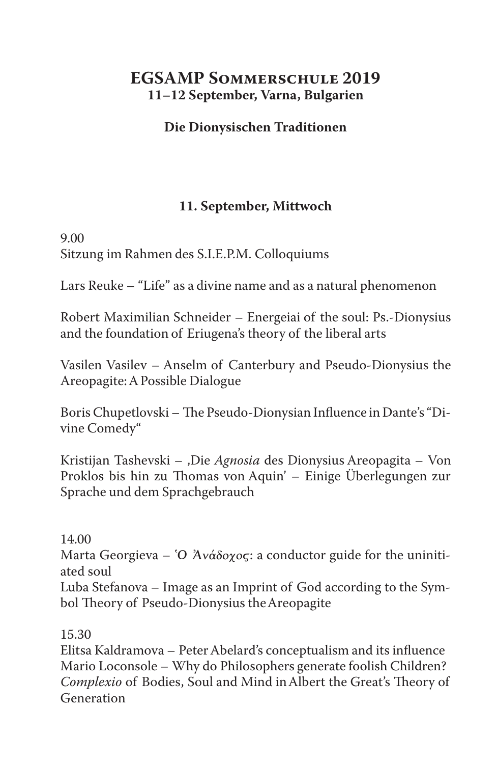# EGSAMP Sommerschule 2019

**11–12 September, Varna, Bulgarien**

**Die Dionysischen Traditionen**

## 11. September, Mittwoch

9.00
Sitzung im Rahmen des S.I.E.P.M. Colloquiums

Lars Reuke – "Life" as a divine name and as a natural phenomenon

Robert Maximilian Schneider – Energeiai of the soul: Ps.-Dionysius and the foundation of Eriugena's theory of the liberal arts

Vasilen Vasilev – Anselm of Canterbury and Pseudo-Dionysius the Areopagite: A Possible Dialogue

Boris Chupetlovski – The Pseudo-Dionysian Influence in Dante's "Divine Comedy"

Kristijan Tashevski – ‚Die *Agnosia* des Dionysius Areopagita – Von Proklos bis hin zu Thomas von Aquin' – Einige Überlegungen zur Sprache und dem Sprachgebrauch

14.00
Marta Georgieva – Ὁ Ἀνάδοχος: a conductor guide for the uninitiated soul
Luba Stefanova – Image as an Imprint of God according to the Symbol Theory of Pseudo-Dionysius the Areopagite

15.30
Elitsa Kaldramova – Peter Abelard's conceptualism and its influence
Mario Loconsole – Why do Philosophers generate foolish Children? *Complexio* of Bodies, Soul and Mind in Albert the Great's Theory of Generation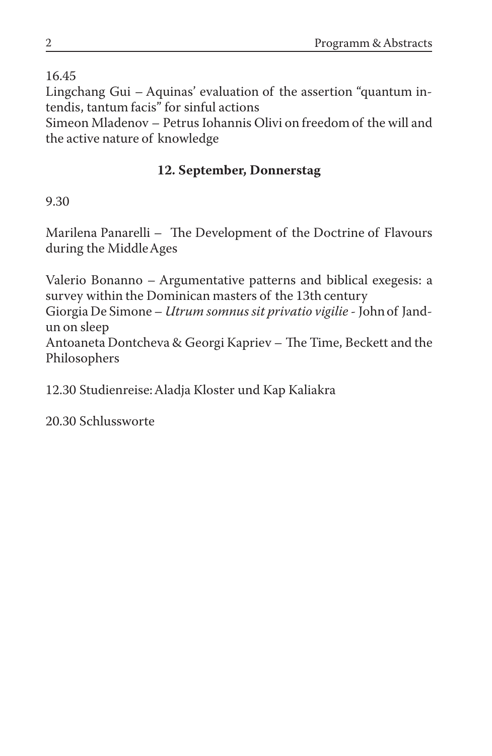16.45

Lingchang Gui – Aquinas' evaluation of the assertion "quantum intendis, tantum facis" for sinful actions

Simeon Mladenov – Petrus Iohannis Olivi on freedom of the will and the active nature of knowledge

**12. September, Donnerstag**

9.30

Marilena Panarelli – The Development of the Doctrine of Flavours during the Middle Ages

Valerio Bonanno – Argumentative patterns and biblical exegesis: a survey within the Dominican masters of the 13th century

Giorgia De Simone – *Utrum somnus sit privatio vigilie* - John of Jandun on sleep

Antoaneta Dontcheva & Georgi Kapriev – The Time, Beckett and the Philosophers

12.30 Studienreise: Aladja Kloster und Kap Kaliakra

20.30 Schlussworte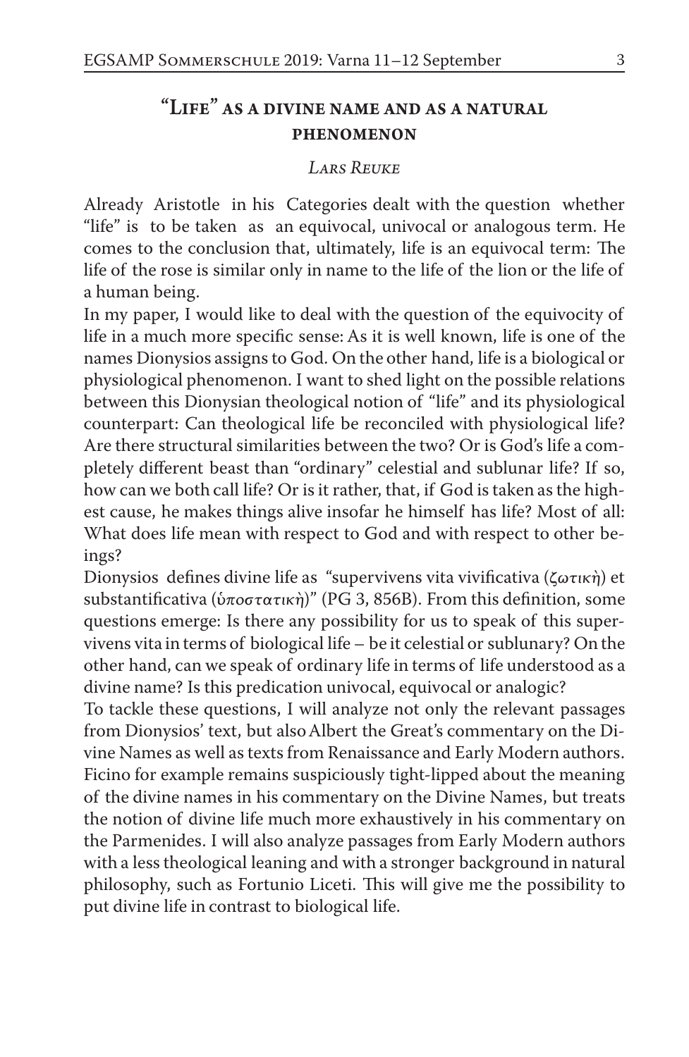## "Life" as a divine name and as a natural phenomenon

*Lars Reuke*

Already Aristotle in his Categories dealt with the question whether "life" is to be taken as an equivocal, univocal or analogous term. He comes to the conclusion that, ultimately, life is an equivocal term: The life of the rose is similar only in name to the life of the lion or the life of a human being.

In my paper, I would like to deal with the question of the equivocity of life in a much more specific sense: As it is well known, life is one of the names Dionysios assigns to God. On the other hand, life is a biological or physiological phenomenon. I want to shed light on the possible relations between this Dionysian theological notion of "life" and its physiological counterpart: Can theological life be reconciled with physiological life? Are there structural similarities between the two? Or is God's life a completely different beast than "ordinary" celestial and sublunar life? If so, how can we both call life? Or is it rather, that, if God is taken as the highest cause, he makes things alive insofar he himself has life? Most of all: What does life mean with respect to God and with respect to other beings?

Dionysios defines divine life as "supervivens vita vivificativa (ζωτικὴ) et substantificativa (ὑποστατικὴ)" (PG 3, 856B). From this definition, some questions emerge: Is there any possibility for us to speak of this supervivens vita in terms of biological life – be it celestial or sublunary? On the other hand, can we speak of ordinary life in terms of life understood as a divine name? Is this predication univocal, equivocal or analogic?

To tackle these questions, I will analyze not only the relevant passages from Dionysios' text, but also Albert the Great's commentary on the Divine Names as well as texts from Renaissance and Early Modern authors. Ficino for example remains suspiciously tight-lipped about the meaning of the divine names in his commentary on the Divine Names, but treats the notion of divine life much more exhaustively in his commentary on the Parmenides. I will also analyze passages from Early Modern authors with a less theological leaning and with a stronger background in natural philosophy, such as Fortunio Liceti. This will give me the possibility to put divine life in contrast to biological life.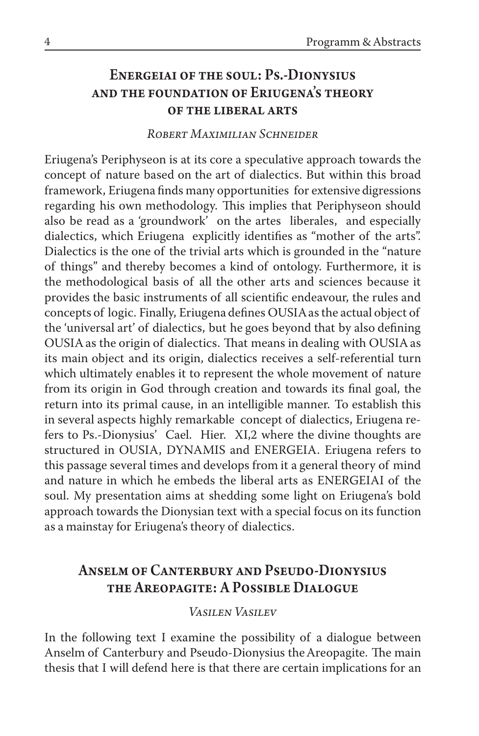## Energeiai of the soul: Ps.-Dionysius and the foundation of Eriugena's theory of the liberal arts

*Robert Maximilian Schneider*

Eriugena's Periphyseon is at its core a speculative approach towards the concept of nature based on the art of dialectics. But within this broad framework, Eriugena finds many opportunities for extensive digressions regarding his own methodology. This implies that Periphyseon should also be read as a 'groundwork' on the artes liberales, and especially dialectics, which Eriugena explicitly identifies as "mother of the arts". Dialectics is the one of the trivial arts which is grounded in the "nature of things" and thereby becomes a kind of ontology. Furthermore, it is the methodological basis of all the other arts and sciences because it provides the basic instruments of all scientific endeavour, the rules and concepts of logic. Finally, Eriugena defines OUSIA as the actual object of the 'universal art' of dialectics, but he goes beyond that by also defining OUSIA as the origin of dialectics. That means in dealing with OUSIA as its main object and its origin, dialectics receives a self-referential turn which ultimately enables it to represent the whole movement of nature from its origin in God through creation and towards its final goal, the return into its primal cause, in an intelligible manner. To establish this in several aspects highly remarkable concept of dialectics, Eriugena refers to Ps.-Dionysius' Cael. Hier. XI,2 where the divine thoughts are structured in OUSIA, DYNAMIS and ENERGEIA. Eriugena refers to this passage several times and develops from it a general theory of mind and nature in which he embeds the liberal arts as ENERGEIAI of the soul. My presentation aims at shedding some light on Eriugena's bold approach towards the Dionysian text with a special focus on its function as a mainstay for Eriugena's theory of dialectics.

## Anselm of Canterbury and Pseudo-Dionysius the Areopagite: A Possible Dialogue

*Vasilen Vasilev*

In the following text I examine the possibility of a dialogue between Anselm of Canterbury and Pseudo-Dionysius the Areopagite. The main thesis that I will defend here is that there are certain implications for an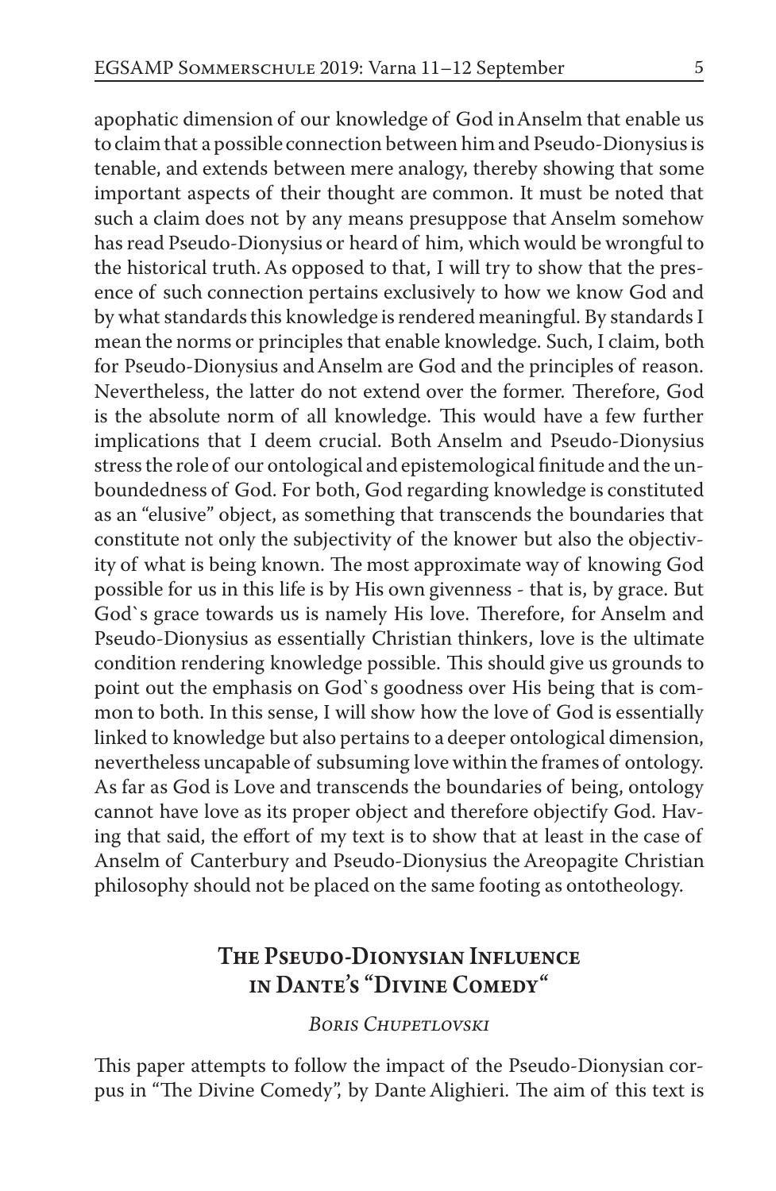apophatic dimension of our knowledge of God in Anselm that enable us to claim that a possible connection between him and Pseudo-Dionysius is tenable, and extends between mere analogy, thereby showing that some important aspects of their thought are common. It must be noted that such a claim does not by any means presuppose that Anselm somehow has read Pseudo-Dionysius or heard of him, which would be wrongful to the historical truth. As opposed to that, I will try to show that the presence of such connection pertains exclusively to how we know God and by what standards this knowledge is rendered meaningful. By standards I mean the norms or principles that enable knowledge. Such, I claim, both for Pseudo-Dionysius and Anselm are God and the principles of reason. Nevertheless, the latter do not extend over the former. Therefore, God is the absolute norm of all knowledge. This would have a few further implications that I deem crucial. Both Anselm and Pseudo-Dionysius stress the role of our ontological and epistemological finitude and the unboundedness of God. For both, God regarding knowledge is constituted as an "elusive" object, as something that transcends the boundaries that constitute not only the subjectivity of the knower but also the objectivity of what is being known. The most approximate way of knowing God possible for us in this life is by His own givenness - that is, by grace. But God`s grace towards us is namely His love. Therefore, for Anselm and Pseudo-Dionysius as essentially Christian thinkers, love is the ultimate condition rendering knowledge possible. This should give us grounds to point out the emphasis on God`s goodness over His being that is common to both. In this sense, I will show how the love of God is essentially linked to knowledge but also pertains to a deeper ontological dimension, nevertheless uncapable of subsuming love within the frames of ontology. As far as God is Love and transcends the boundaries of being, ontology cannot have love as its proper object and therefore objectify God. Having that said, the effort of my text is to show that at least in the case of Anselm of Canterbury and Pseudo-Dionysius the Areopagite Christian philosophy should not be placed on the same footing as ontotheology.

## The Pseudo-Dionysian Influence in Dante's "Divine Comedy"

*Boris Chupetlovski*

This paper attempts to follow the impact of the Pseudo-Dionysian corpus in "The Divine Comedy", by Dante Alighieri. The aim of this text is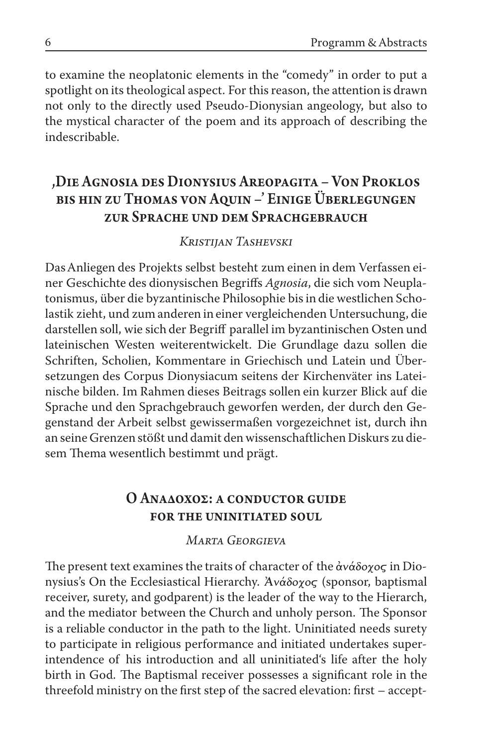to examine the neoplatonic elements in the "comedy" in order to put a spotlight on its theological aspect. For this reason, the attention is drawn not only to the directly used Pseudo-Dionysian angeology, but also to the mystical character of the poem and its approach of describing the indescribable.

## ‚Die Agnosia des Dionysius Areopagita – Von Proklos bis hin zu Thomas von Aquin –' Einige Überlegungen zur Sprache und dem Sprachgebrauch

*Kristijan Tashevski*

Das Anliegen des Projekts selbst besteht zum einen in dem Verfassen einer Geschichte des dionysischen Begriffs *Agnosia*, die sich vom Neuplatonismus, über die byzantinische Philosophie bis in die westlichen Scholastik zieht, und zum anderen in einer vergleichenden Untersuchung, die darstellen soll, wie sich der Begriff parallel im byzantinischen Osten und lateinischen Westen weiterentwickelt. Die Grundlage dazu sollen die Schriften, Scholien, Kommentare in Griechisch und Latein und Übersetzungen des Corpus Dionysiacum seitens der Kirchenväter ins Lateinische bilden. Im Rahmen dieses Beitrags sollen ein kurzer Blick auf die Sprache und den Sprachgebrauch geworfen werden, der durch den Gegenstand der Arbeit selbst gewissermaßen vorgezeichnet ist, durch ihn an seine Grenzen stößt und damit den wissenschaftlichen Diskurs zu diesem Thema wesentlich bestimmt und prägt.

## Ο Αναδοχος: a conductor guide for the uninitiated soul

*Marta Georgieva*

The present text examines the traits of character of the *ἀνάδοχος* in Dionysius's On the Ecclesiastical Hierarchy. *Ἀνάδοχος* (sponsor, baptismal receiver, surety, and godparent) is the leader of the way to the Hierarch, and the mediator between the Church and unholy person. The Sponsor is a reliable conductor in the path to the light. Uninitiated needs surety to participate in religious performance and initiated undertakes superintendence of his introduction and all uninitiated's life after the holy birth in God. The Baptismal receiver possesses a significant role in the threefold ministry on the first step of the sacred elevation: first – accept-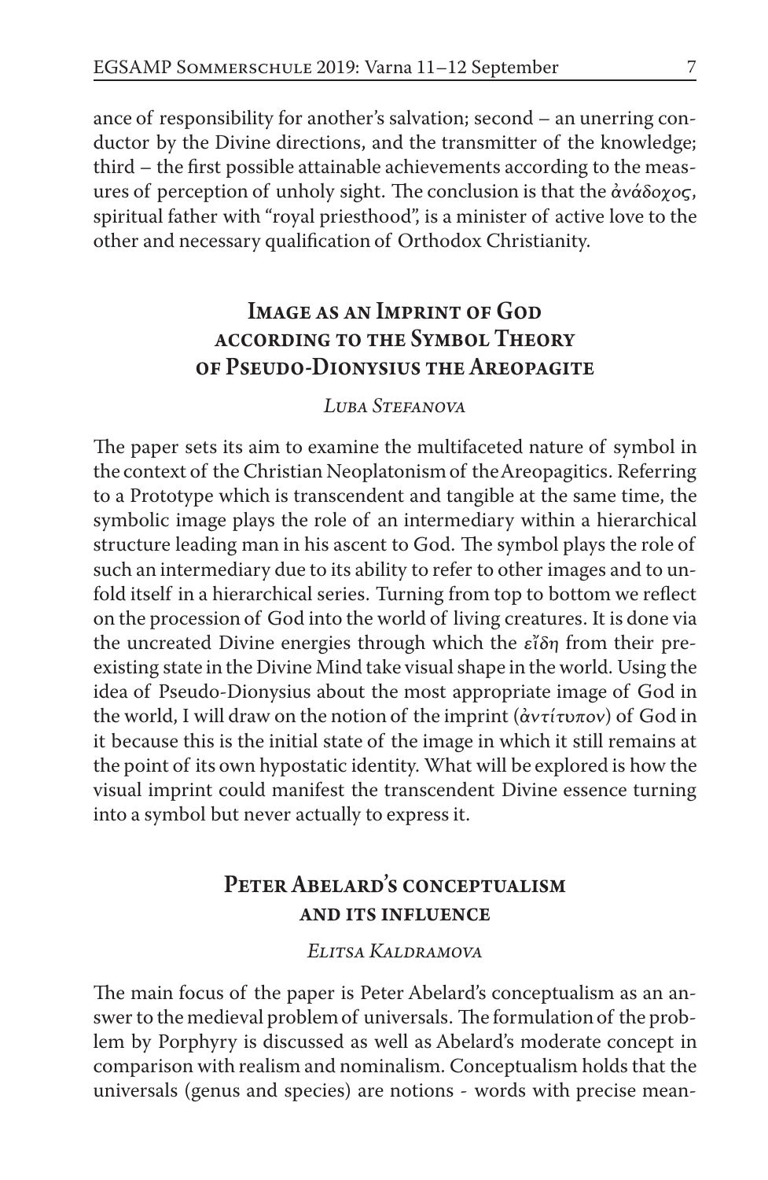ance of responsibility for another's salvation; second – an unerring conductor by the Divine directions, and the transmitter of the knowledge; third – the first possible attainable achievements according to the measures of perception of unholy sight. The conclusion is that the ἀνάδοχος, spiritual father with "royal priesthood", is a minister of active love to the other and necessary qualification of Orthodox Christianity.

## Image as an Imprint of God according to the Symbol Theory of Pseudo-Dionysius the Areopagite

*Luba Stefanova*

The paper sets its aim to examine the multifaceted nature of symbol in the context of the Christian Neoplatonism of the Areopagitics. Referring to a Prototype which is transcendent and tangible at the same time, the symbolic image plays the role of an intermediary within a hierarchical structure leading man in his ascent to God. The symbol plays the role of such an intermediary due to its ability to refer to other images and to unfold itself in a hierarchical series. Turning from top to bottom we reflect on the procession of God into the world of living creatures. It is done via the uncreated Divine energies through which the *εἴδη* from their preexisting state in the Divine Mind take visual shape in the world. Using the idea of Pseudo-Dionysius about the most appropriate image of God in the world, I will draw on the notion of the imprint (*ἀντίτυπον*) of God in it because this is the initial state of the image in which it still remains at the point of its own hypostatic identity. What will be explored is how the visual imprint could manifest the transcendent Divine essence turning into a symbol but never actually to express it.

## Peter Abelard's conceptualism and its influence

*Elitsa Kaldramova*

The main focus of the paper is Peter Abelard's conceptualism as an answer to the medieval problem of universals. The formulation of the problem by Porphyry is discussed as well as Abelard's moderate concept in comparison with realism and nominalism. Conceptualism holds that the universals (genus and species) are notions - words with precise mean-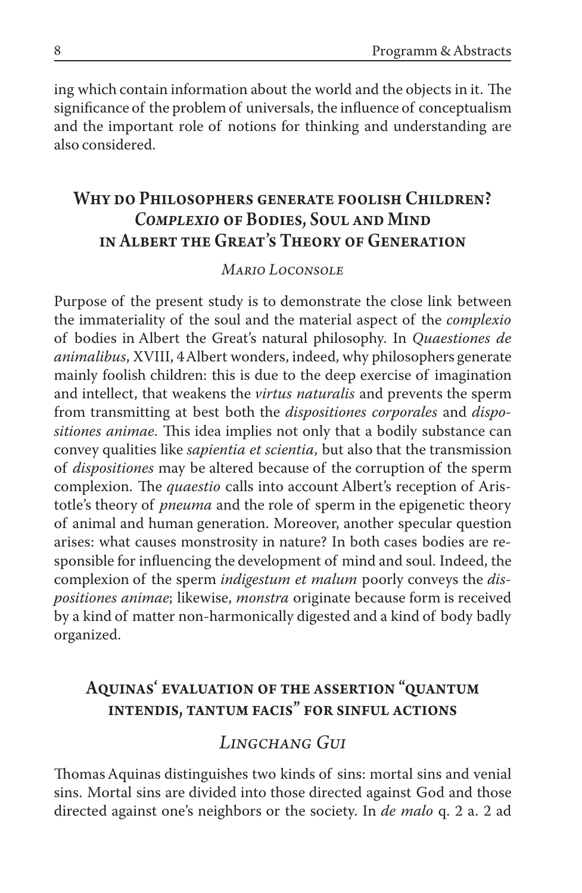ing which contain information about the world and the objects in it. The significance of the problem of universals, the influence of conceptualism and the important role of notions for thinking and understanding are also considered.

## Why do Philosophers generate foolish Children? *Complexio* of Bodies, Soul and Mind in Albert the Great's Theory of Generation

*Mario Loconsole*

Purpose of the present study is to demonstrate the close link between the immateriality of the soul and the material aspect of the *complexio* of bodies in Albert the Great's natural philosophy. In *Quaestiones de animalibus*, XVIII, 4 Albert wonders, indeed, why philosophers generate mainly foolish children: this is due to the deep exercise of imagination and intellect, that weakens the *virtus naturalis* and prevents the sperm from transmitting at best both the *dispositiones corporales* and *dispositiones animae*. This idea implies not only that a bodily substance can convey qualities like *sapientia et scientia*, but also that the transmission of *dispositiones* may be altered because of the corruption of the sperm complexion. The *quaestio* calls into account Albert's reception of Aristotle's theory of *pneuma* and the role of sperm in the epigenetic theory of animal and human generation. Moreover, another specular question arises: what causes monstrosity in nature? In both cases bodies are responsible for influencing the development of mind and soul. Indeed, the complexion of the sperm *indigestum et malum* poorly conveys the *dispositiones animae*; likewise, *monstra* originate because form is received by a kind of matter non-harmonically digested and a kind of body badly organized.

## Aquinas' evaluation of the assertion "quantum intendis, tantum facis" for sinful actions

*Lingchang Gui*

Thomas Aquinas distinguishes two kinds of sins: mortal sins and venial sins. Mortal sins are divided into those directed against God and those directed against one's neighbors or the society. In *de malo* q. 2 a. 2 ad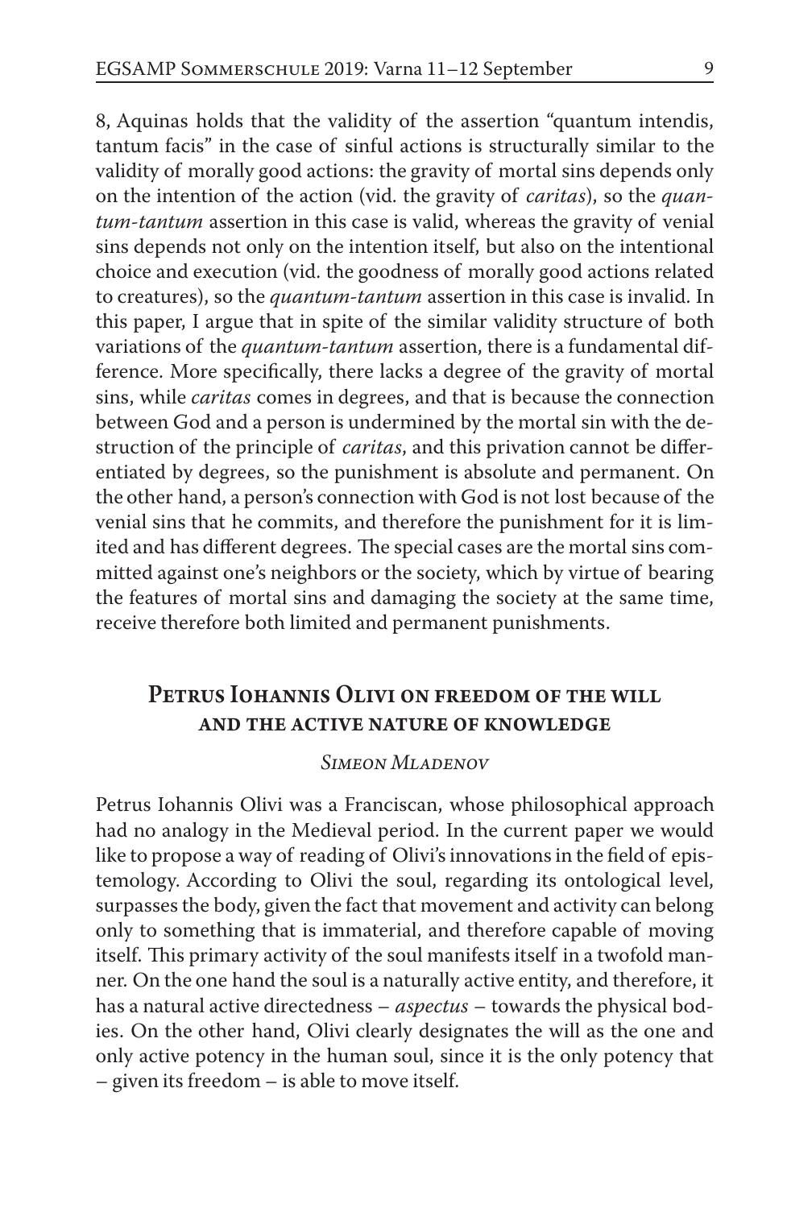8, Aquinas holds that the validity of the assertion "quantum intendis, tantum facis" in the case of sinful actions is structurally similar to the validity of morally good actions: the gravity of mortal sins depends only on the intention of the action (vid. the gravity of *caritas*), so the *quantum-tantum* assertion in this case is valid, whereas the gravity of venial sins depends not only on the intention itself, but also on the intentional choice and execution (vid. the goodness of morally good actions related to creatures), so the *quantum-tantum* assertion in this case is invalid. In this paper, I argue that in spite of the similar validity structure of both variations of the *quantum-tantum* assertion, there is a fundamental difference. More specifically, there lacks a degree of the gravity of mortal sins, while *caritas* comes in degrees, and that is because the connection between God and a person is undermined by the mortal sin with the destruction of the principle of *caritas*, and this privation cannot be differentiated by degrees, so the punishment is absolute and permanent. On the other hand, a person's connection with God is not lost because of the venial sins that he commits, and therefore the punishment for it is limited and has different degrees. The special cases are the mortal sins committed against one's neighbors or the society, which by virtue of bearing the features of mortal sins and damaging the society at the same time, receive therefore both limited and permanent punishments.

## Petrus Iohannis Olivi on freedom of the will and the active nature of knowledge

*Simeon Mladenov*

Petrus Iohannis Olivi was a Franciscan, whose philosophical approach had no analogy in the Medieval period. In the current paper we would like to propose a way of reading of Olivi's innovations in the field of epistemology. According to Olivi the soul, regarding its ontological level, surpasses the body, given the fact that movement and activity can belong only to something that is immaterial, and therefore capable of moving itself. This primary activity of the soul manifests itself in a twofold manner. On the one hand the soul is a naturally active entity, and therefore, it has a natural active directedness – *aspectus* – towards the physical bodies. On the other hand, Olivi clearly designates the will as the one and only active potency in the human soul, since it is the only potency that – given its freedom – is able to move itself.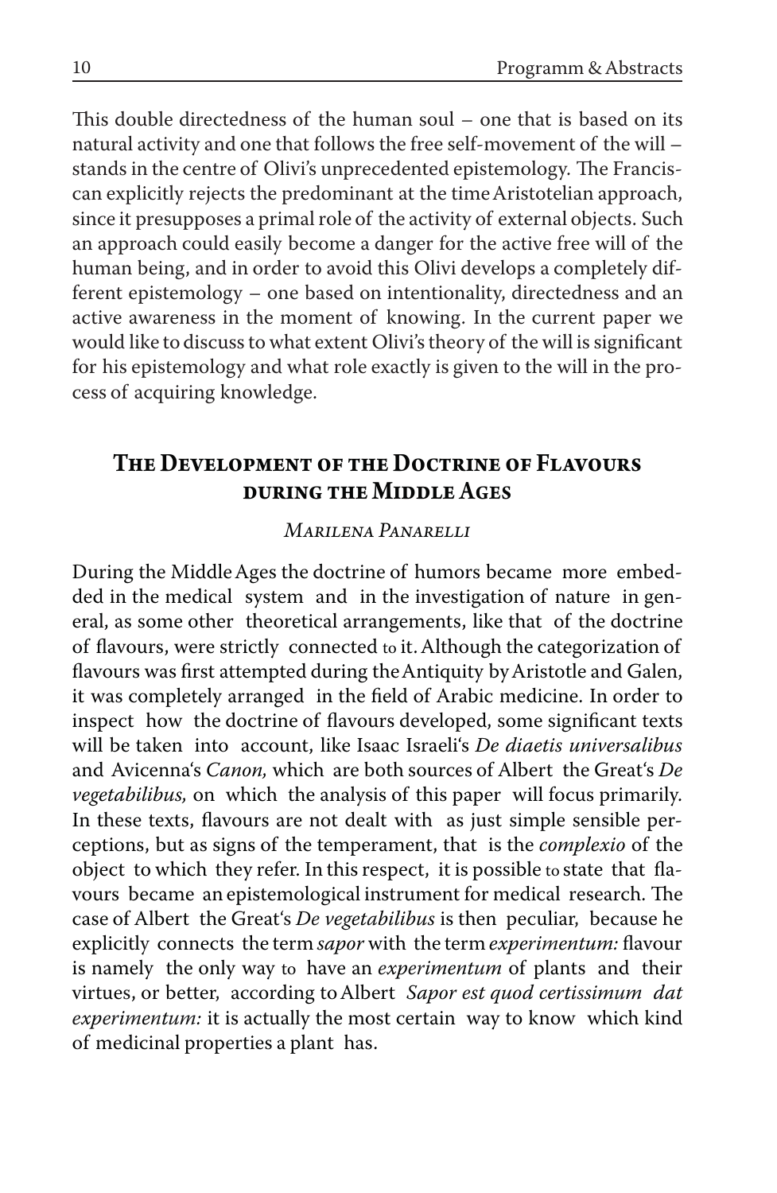This double directedness of the human soul – one that is based on its natural activity and one that follows the free self-movement of the will – stands in the centre of Olivi's unprecedented epistemology. The Franciscan explicitly rejects the predominant at the time Aristotelian approach, since it presupposes a primal role of the activity of external objects. Such an approach could easily become a danger for the active free will of the human being, and in order to avoid this Olivi develops a completely different epistemology – one based on intentionality, directedness and an active awareness in the moment of knowing. In the current paper we would like to discuss to what extent Olivi's theory of the will is significant for his epistemology and what role exactly is given to the will in the process of acquiring knowledge.

## The Development of the Doctrine of Flavours during the Middle Ages

*Marilena Panarelli*

During the Middle Ages the doctrine of humors became more embedded in the medical system and in the investigation of nature in general, as some other theoretical arrangements, like that of the doctrine of flavours, were strictly connected to it. Although the categorization of flavours was first attempted during the Antiquity by Aristotle and Galen, it was completely arranged in the field of Arabic medicine. In order to inspect how the doctrine of flavours developed, some significant texts will be taken into account, like Isaac Israeli's *De diaetis universalibus* and Avicenna's *Canon,* which are both sources of Albert the Great's *De vegetabilibus,* on which the analysis of this paper will focus primarily. In these texts, flavours are not dealt with as just simple sensible perceptions, but as signs of the temperament, that is the *complexio* of the object to which they refer. In this respect, it is possible to state that flavours became an epistemological instrument for medical research. The case of Albert the Great's *De vegetabilibus* is then peculiar, because he explicitly connects the term *sapor* with the term *experimentum:* flavour is namely the only way to have an *experimentum* of plants and their virtues, or better, according to Albert *Sapor est quod certissimum dat experimentum:* it is actually the most certain way to know which kind of medicinal properties a plant has.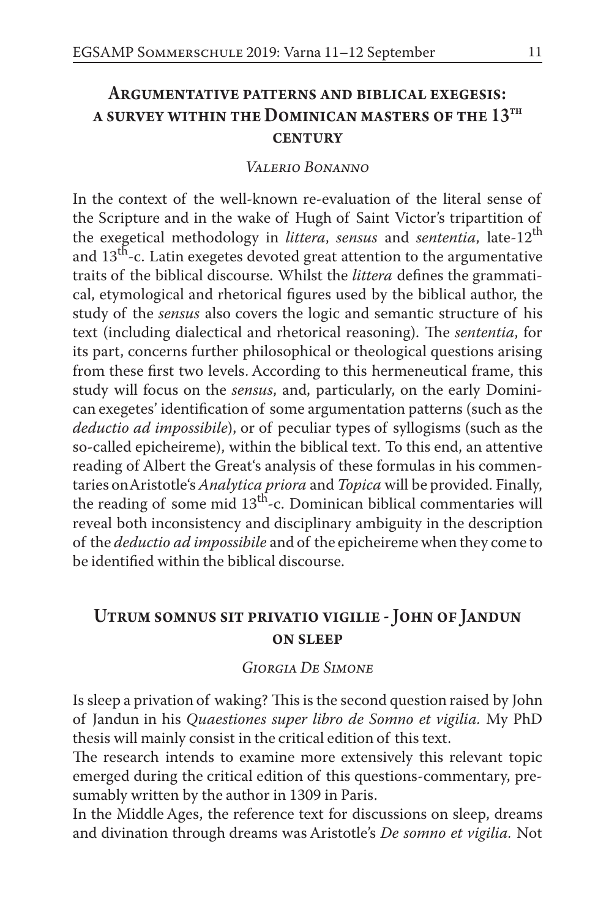## Argumentative patterns and biblical exegesis: a survey within the Dominican masters of the 13th century

*Valerio Bonanno*

In the context of the well-known re-evaluation of the literal sense of the Scripture and in the wake of Hugh of Saint Victor's tripartition of the exegetical methodology in *littera*, *sensus* and *sententia*, late-12th and 13th-c. Latin exegetes devoted great attention to the argumentative traits of the biblical discourse. Whilst the *littera* defines the grammatical, etymological and rhetorical figures used by the biblical author, the study of the *sensus* also covers the logic and semantic structure of his text (including dialectical and rhetorical reasoning). The *sententia*, for its part, concerns further philosophical or theological questions arising from these first two levels. According to this hermeneutical frame, this study will focus on the *sensus*, and, particularly, on the early Dominican exegetes' identification of some argumentation patterns (such as the *deductio ad impossibile*), or of peculiar types of syllogisms (such as the so-called epicheireme), within the biblical text. To this end, an attentive reading of Albert the Great's analysis of these formulas in his commentaries on Aristotle's *Analytica priora* and *Topica* will be provided. Finally, the reading of some mid 13th-c. Dominican biblical commentaries will reveal both inconsistency and disciplinary ambiguity in the description of the *deductio ad impossibile* and of the epicheireme when they come to be identified within the biblical discourse.

## Utrum somnus sit privatio vigilie - John of Jandun on sleep

*Giorgia De Simone*

Is sleep a privation of waking? This is the second question raised by John of Jandun in his *Quaestiones super libro de Somno et vigilia.* My PhD thesis will mainly consist in the critical edition of this text.

The research intends to examine more extensively this relevant topic emerged during the critical edition of this questions-commentary, presumably written by the author in 1309 in Paris.

In the Middle Ages, the reference text for discussions on sleep, dreams and divination through dreams was Aristotle's *De somno et vigilia.* Not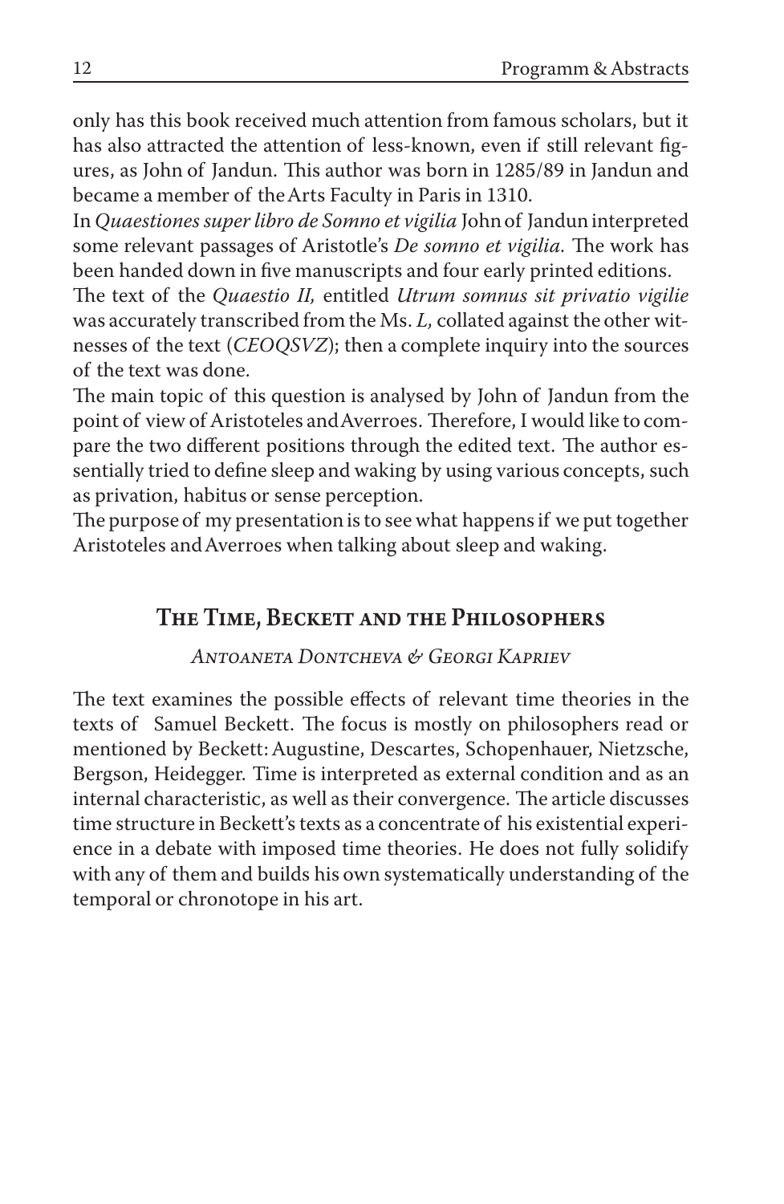only has this book received much attention from famous scholars, but it has also attracted the attention of less-known, even if still relevant figures, as John of Jandun. This author was born in 1285/89 in Jandun and became a member of the Arts Faculty in Paris in 1310.

In *Quaestiones super libro de Somno et vigilia* John of Jandun interpreted some relevant passages of Aristotle's *De somno et vigilia.* The work has been handed down in five manuscripts and four early printed editions.

The text of the *Quaestio II,* entitled *Utrum somnus sit privatio vigilie* was accurately transcribed from the Ms. *L,* collated against the other witnesses of the text (*CEOQSVZ*); then a complete inquiry into the sources of the text was done.

The main topic of this question is analysed by John of Jandun from the point of view of Aristoteles and Averroes. Therefore, I would like to compare the two different positions through the edited text. The author essentially tried to define sleep and waking by using various concepts, such as privation, habitus or sense perception.

The purpose of my presentation is to see what happens if we put together Aristoteles and Averroes when talking about sleep and waking.

## The Time, Beckett and the Philosophers

*Antoaneta Dontcheva & Georgi Kapriev*

The text examines the possible effects of relevant time theories in the texts of Samuel Beckett. The focus is mostly on philosophers read or mentioned by Beckett: Augustine, Descartes, Schopenhauer, Nietzsche, Bergson, Heidegger. Time is interpreted as external condition and as an internal characteristic, as well as their convergence. The article discusses time structure in Beckett's texts as a concentrate of his existential experience in a debate with imposed time theories. He does not fully solidify with any of them and builds his own systematically understanding of the temporal or chronotope in his art.